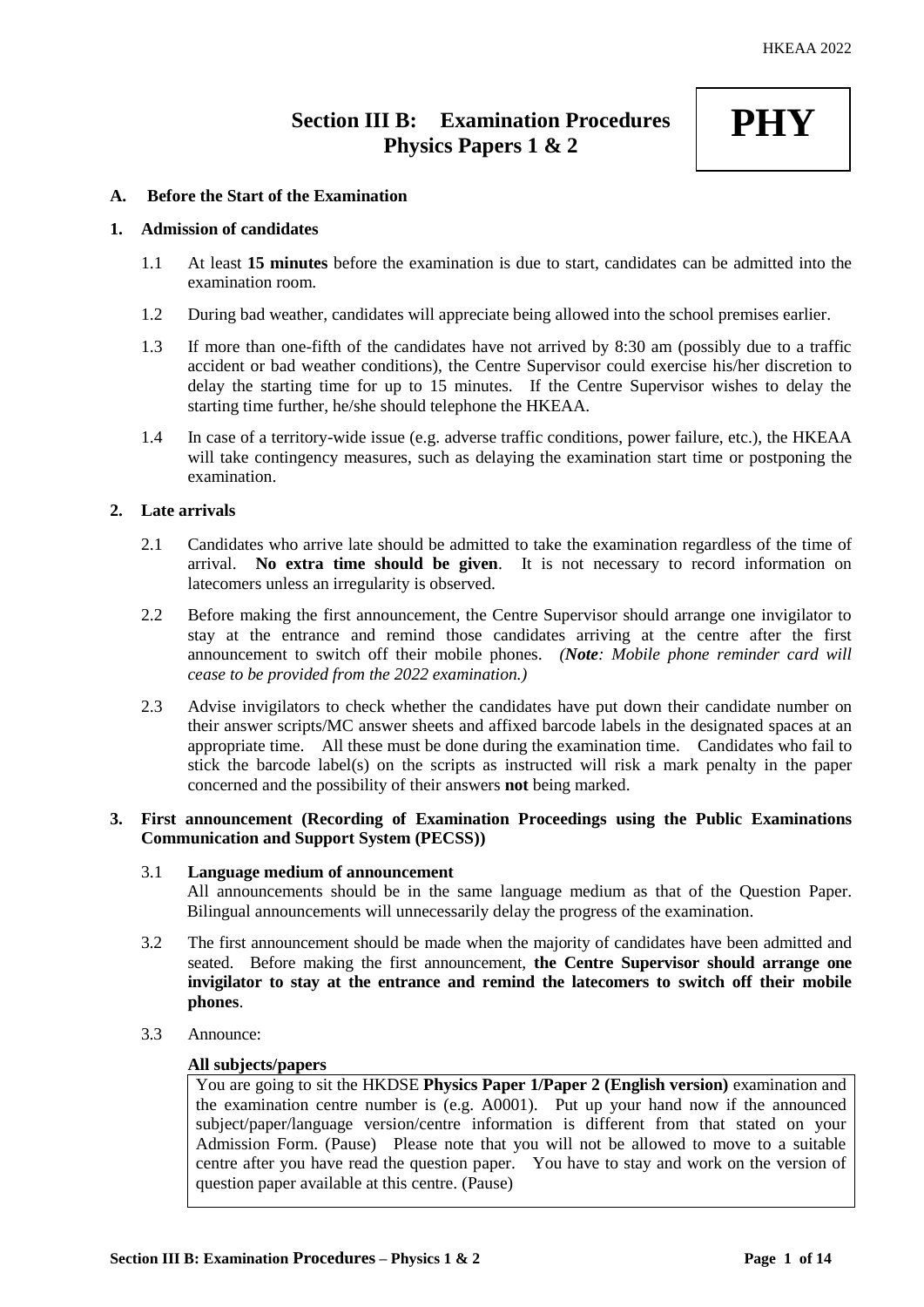# Section III B: Examination Procedures Physics Papers 1 & 2

**PHY**

## A. Before the Start of the Examination

### 1. Admission of candidates

1.1 At least **15 minutes** before the examination is due to start, candidates can be admitted into the examination room.

1.2 During bad weather, candidates will appreciate being allowed into the school premises earlier.

1.3 If more than one-fifth of the candidates have not arrived by 8:30 am (possibly due to a traffic accident or bad weather conditions), the Centre Supervisor could exercise his/her discretion to delay the starting time for up to 15 minutes. If the Centre Supervisor wishes to delay the starting time further, he/she should telephone the HKEAA.

1.4 In case of a territory-wide issue (e.g. adverse traffic conditions, power failure, etc.), the HKEAA will take contingency measures, such as delaying the examination start time or postponing the examination.

### 2. Late arrivals

2.1 Candidates who arrive late should be admitted to take the examination regardless of the time of arrival. **No extra time should be given**. It is not necessary to record information on latecomers unless an irregularity is observed.

2.2 Before making the first announcement, the Centre Supervisor should arrange one invigilator to stay at the entrance and remind those candidates arriving at the centre after the first announcement to switch off their mobile phones. *(**Note**: Mobile phone reminder card will cease to be provided from the 2022 examination.)*

2.3 Advise invigilators to check whether the candidates have put down their candidate number on their answer scripts/MC answer sheets and affixed barcode labels in the designated spaces at an appropriate time. All these must be done during the examination time. Candidates who fail to stick the barcode label(s) on the scripts as instructed will risk a mark penalty in the paper concerned and the possibility of their answers **not** being marked.

### 3. First announcement (Recording of Examination Proceedings using the Public Examinations Communication and Support System (PECSS))

3.1 **Language medium of announcement**
All announcements should be in the same language medium as that of the Question Paper. Bilingual announcements will unnecessarily delay the progress of the examination.

3.2 The first announcement should be made when the majority of candidates have been admitted and seated. Before making the first announcement, **the Centre Supervisor should arrange one invigilator to stay at the entrance and remind the latecomers to switch off their mobile phones**.

3.3 Announce:

**All subjects/papers**

> You are going to sit the HKDSE **Physics Paper 1/Paper 2 (English version)** examination and the examination centre number is (e.g. A0001). Put up your hand now if the announced subject/paper/language version/centre information is different from that stated on your Admission Form. (Pause) Please note that you will not be allowed to move to a suitable centre after you have read the question paper. You have to stay and work on the version of question paper available at this centre. (Pause)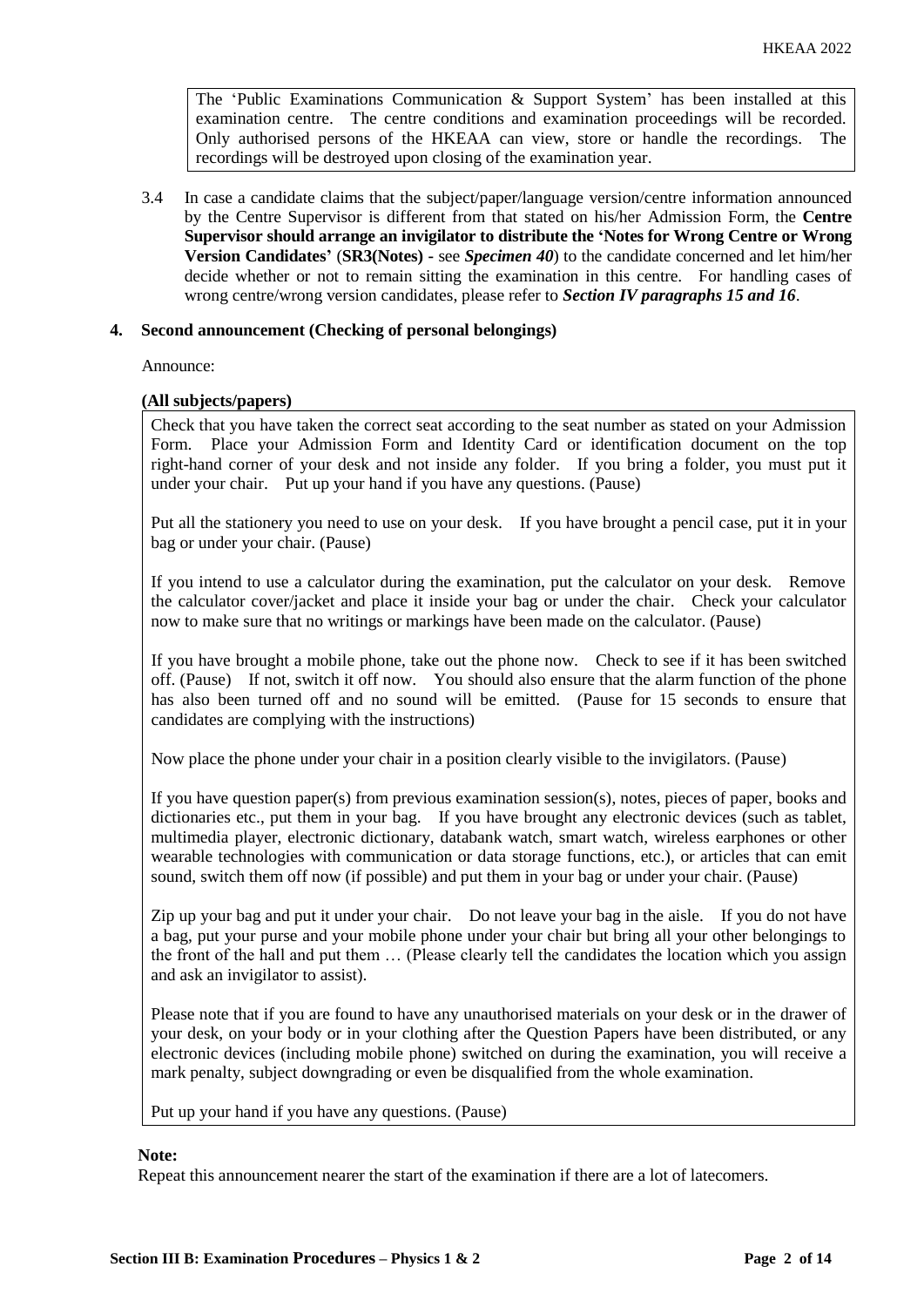The 'Public Examinations Communication & Support System' has been installed at this examination centre. The centre conditions and examination proceedings will be recorded. Only authorised persons of the HKEAA can view, store or handle the recordings. The recordings will be destroyed upon closing of the examination year.

3.4 In case a candidate claims that the subject/paper/language version/centre information announced by the Centre Supervisor is different from that stated on his/her Admission Form, the **Centre Supervisor should arrange an invigilator to distribute the 'Notes for Wrong Centre or Wrong Version Candidates'** (**SR3(Notes) -** see ***Specimen 40***) to the candidate concerned and let him/her decide whether or not to remain sitting the examination in this centre. For handling cases of wrong centre/wrong version candidates, please refer to ***Section IV paragraphs 15 and 16***.

**4. Second announcement (Checking of personal belongings)**

Announce:

**(All subjects/papers)**

Check that you have taken the correct seat according to the seat number as stated on your Admission Form. Place your Admission Form and Identity Card or identification document on the top right-hand corner of your desk and not inside any folder. If you bring a folder, you must put it under your chair. Put up your hand if you have any questions. (Pause)

Put all the stationery you need to use on your desk. If you have brought a pencil case, put it in your bag or under your chair. (Pause)

If you intend to use a calculator during the examination, put the calculator on your desk. Remove the calculator cover/jacket and place it inside your bag or under the chair. Check your calculator now to make sure that no writings or markings have been made on the calculator. (Pause)

If you have brought a mobile phone, take out the phone now. Check to see if it has been switched off. (Pause) If not, switch it off now. You should also ensure that the alarm function of the phone has also been turned off and no sound will be emitted. (Pause for 15 seconds to ensure that candidates are complying with the instructions)

Now place the phone under your chair in a position clearly visible to the invigilators. (Pause)

If you have question paper(s) from previous examination session(s), notes, pieces of paper, books and dictionaries etc., put them in your bag. If you have brought any electronic devices (such as tablet, multimedia player, electronic dictionary, databank watch, smart watch, wireless earphones or other wearable technologies with communication or data storage functions, etc.), or articles that can emit sound, switch them off now (if possible) and put them in your bag or under your chair. (Pause)

Zip up your bag and put it under your chair. Do not leave your bag in the aisle. If you do not have a bag, put your purse and your mobile phone under your chair but bring all your other belongings to the front of the hall and put them … (Please clearly tell the candidates the location which you assign and ask an invigilator to assist).

Please note that if you are found to have any unauthorised materials on your desk or in the drawer of your desk, on your body or in your clothing after the Question Papers have been distributed, or any electronic devices (including mobile phone) switched on during the examination, you will receive a mark penalty, subject downgrading or even be disqualified from the whole examination.

Put up your hand if you have any questions. (Pause)

**Note:**

Repeat this announcement nearer the start of the examination if there are a lot of latecomers.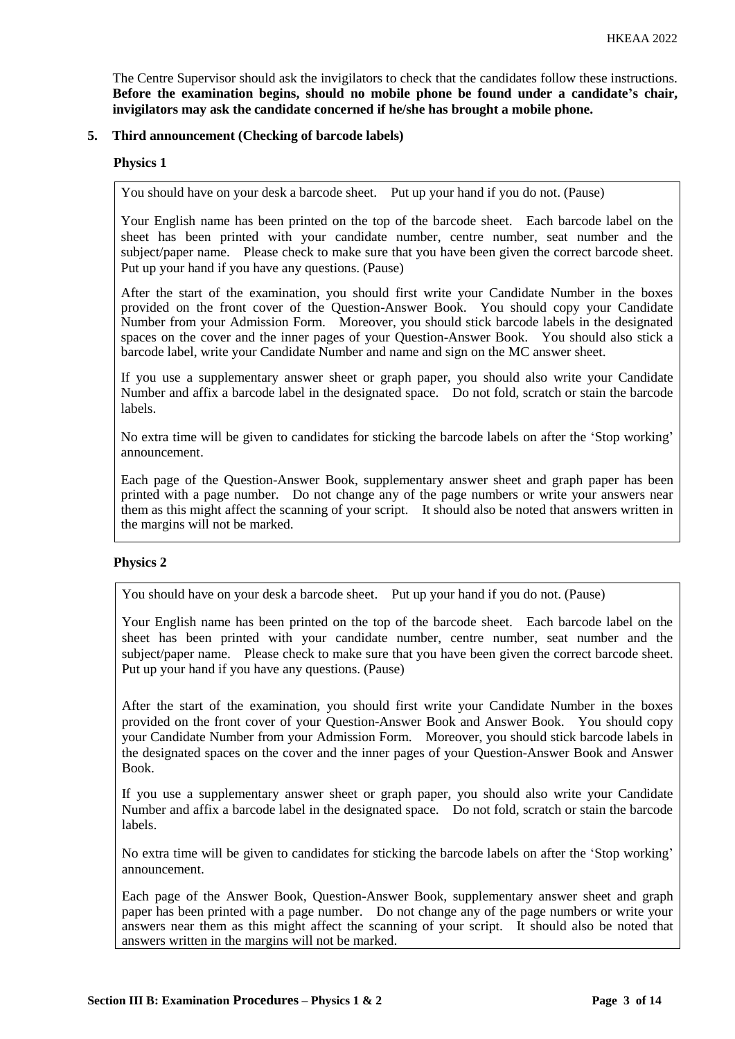The Centre Supervisor should ask the invigilators to check that the candidates follow these instructions. **Before the examination begins, should no mobile phone be found under a candidate's chair, invigilators may ask the candidate concerned if he/she has brought a mobile phone.**

## 5. Third announcement (Checking of barcode labels)

### Physics 1

> You should have on your desk a barcode sheet. Put up your hand if you do not. (Pause)
>
> Your English name has been printed on the top of the barcode sheet. Each barcode label on the sheet has been printed with your candidate number, centre number, seat number and the subject/paper name. Please check to make sure that you have been given the correct barcode sheet. Put up your hand if you have any questions. (Pause)
>
> After the start of the examination, you should first write your Candidate Number in the boxes provided on the front cover of the Question-Answer Book. You should copy your Candidate Number from your Admission Form. Moreover, you should stick barcode labels in the designated spaces on the cover and the inner pages of your Question-Answer Book. You should also stick a barcode label, write your Candidate Number and name and sign on the MC answer sheet.
>
> If you use a supplementary answer sheet or graph paper, you should also write your Candidate Number and affix a barcode label in the designated space. Do not fold, scratch or stain the barcode labels.
>
> No extra time will be given to candidates for sticking the barcode labels on after the 'Stop working' announcement.
>
> Each page of the Question-Answer Book, supplementary answer sheet and graph paper has been printed with a page number. Do not change any of the page numbers or write your answers near them as this might affect the scanning of your script. It should also be noted that answers written in the margins will not be marked.

### Physics 2

> You should have on your desk a barcode sheet. Put up your hand if you do not. (Pause)
>
> Your English name has been printed on the top of the barcode sheet. Each barcode label on the sheet has been printed with your candidate number, centre number, seat number and the subject/paper name. Please check to make sure that you have been given the correct barcode sheet. Put up your hand if you have any questions. (Pause)
>
> After the start of the examination, you should first write your Candidate Number in the boxes provided on the front cover of your Question-Answer Book and Answer Book. You should copy your Candidate Number from your Admission Form. Moreover, you should stick barcode labels in the designated spaces on the cover and the inner pages of your Question-Answer Book and Answer Book.
>
> If you use a supplementary answer sheet or graph paper, you should also write your Candidate Number and affix a barcode label in the designated space. Do not fold, scratch or stain the barcode labels.
>
> No extra time will be given to candidates for sticking the barcode labels on after the 'Stop working' announcement.
>
> Each page of the Answer Book, Question-Answer Book, supplementary answer sheet and graph paper has been printed with a page number. Do not change any of the page numbers or write your answers near them as this might affect the scanning of your script. It should also be noted that answers written in the margins will not be marked.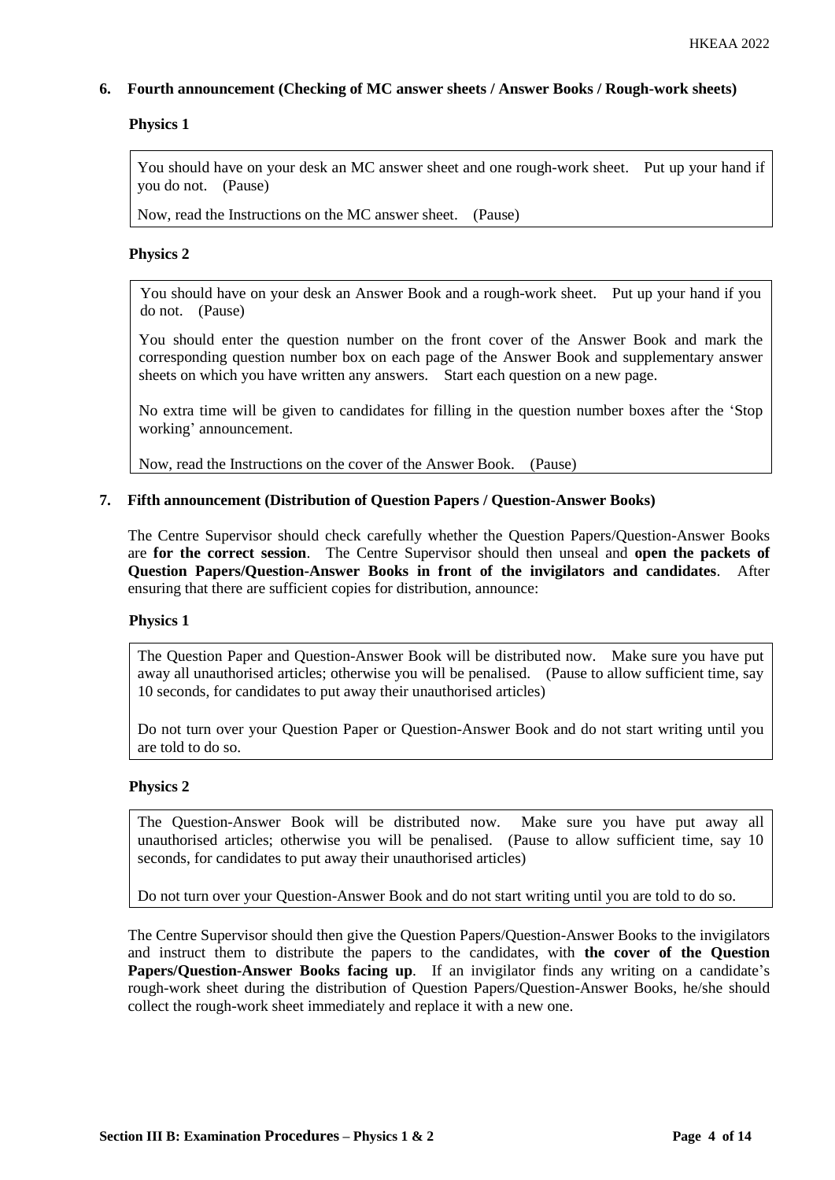**6. Fourth announcement (Checking of MC answer sheets / Answer Books / Rough-work sheets)**

**Physics 1**

> You should have on your desk an MC answer sheet and one rough-work sheet. Put up your hand if you do not. (Pause)
>
> Now, read the Instructions on the MC answer sheet. (Pause)

**Physics 2**

> You should have on your desk an Answer Book and a rough-work sheet. Put up your hand if you do not. (Pause)
>
> You should enter the question number on the front cover of the Answer Book and mark the corresponding question number box on each page of the Answer Book and supplementary answer sheets on which you have written any answers. Start each question on a new page.
>
> No extra time will be given to candidates for filling in the question number boxes after the 'Stop working' announcement.
>
> Now, read the Instructions on the cover of the Answer Book. (Pause)

**7. Fifth announcement (Distribution of Question Papers / Question-Answer Books)**

The Centre Supervisor should check carefully whether the Question Papers/Question-Answer Books are **for the correct session**. The Centre Supervisor should then unseal and **open the packets of Question Papers/Question-Answer Books in front of the invigilators and candidates**. After ensuring that there are sufficient copies for distribution, announce:

**Physics 1**

> The Question Paper and Question-Answer Book will be distributed now. Make sure you have put away all unauthorised articles; otherwise you will be penalised. (Pause to allow sufficient time, say 10 seconds, for candidates to put away their unauthorised articles)
>
> Do not turn over your Question Paper or Question-Answer Book and do not start writing until you are told to do so.

**Physics 2**

> The Question-Answer Book will be distributed now. Make sure you have put away all unauthorised articles; otherwise you will be penalised. (Pause to allow sufficient time, say 10 seconds, for candidates to put away their unauthorised articles)
>
> Do not turn over your Question-Answer Book and do not start writing until you are told to do so.

The Centre Supervisor should then give the Question Papers/Question-Answer Books to the invigilators and instruct them to distribute the papers to the candidates, with **the cover of the Question Papers/Question-Answer Books facing up**. If an invigilator finds any writing on a candidate's rough-work sheet during the distribution of Question Papers/Question-Answer Books, he/she should collect the rough-work sheet immediately and replace it with a new one.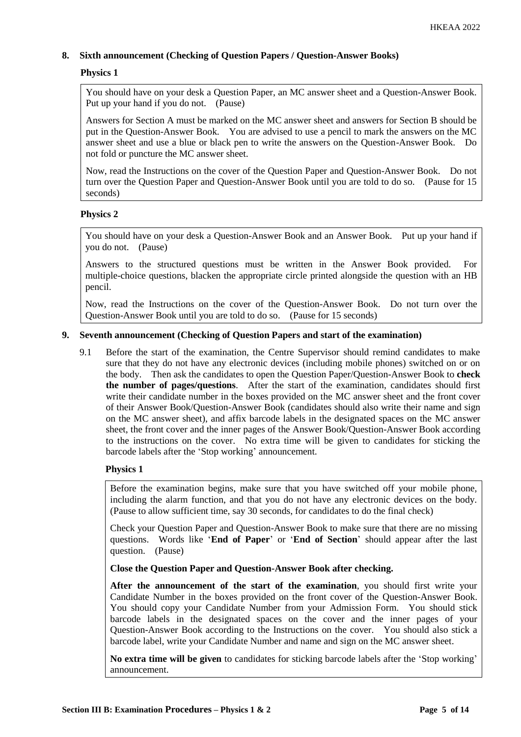## 8. Sixth announcement (Checking of Question Papers / Question-Answer Books)

**Physics 1**

> You should have on your desk a Question Paper, an MC answer sheet and a Question-Answer Book. Put up your hand if you do not. (Pause)
>
> Answers for Section A must be marked on the MC answer sheet and answers for Section B should be put in the Question-Answer Book. You are advised to use a pencil to mark the answers on the MC answer sheet and use a blue or black pen to write the answers on the Question-Answer Book. Do not fold or puncture the MC answer sheet.
>
> Now, read the Instructions on the cover of the Question Paper and Question-Answer Book. Do not turn over the Question Paper and Question-Answer Book until you are told to do so. (Pause for 15 seconds)

**Physics 2**

> You should have on your desk a Question-Answer Book and an Answer Book. Put up your hand if you do not. (Pause)
>
> Answers to the structured questions must be written in the Answer Book provided. For multiple-choice questions, blacken the appropriate circle printed alongside the question with an HB pencil.
>
> Now, read the Instructions on the cover of the Question-Answer Book. Do not turn over the Question-Answer Book until you are told to do so. (Pause for 15 seconds)

## 9. Seventh announcement (Checking of Question Papers and start of the examination)

9.1 Before the start of the examination, the Centre Supervisor should remind candidates to make sure that they do not have any electronic devices (including mobile phones) switched on or on the body. Then ask the candidates to open the Question Paper/Question-Answer Book to **check the number of pages/questions**. After the start of the examination, candidates should first write their candidate number in the boxes provided on the MC answer sheet and the front cover of their Answer Book/Question-Answer Book (candidates should also write their name and sign on the MC answer sheet), and affix barcode labels in the designated spaces on the MC answer sheet, the front cover and the inner pages of the Answer Book/Question-Answer Book according to the instructions on the cover. No extra time will be given to candidates for sticking the barcode labels after the 'Stop working' announcement.

**Physics 1**

> Before the examination begins, make sure that you have switched off your mobile phone, including the alarm function, and that you do not have any electronic devices on the body. (Pause to allow sufficient time, say 30 seconds, for candidates to do the final check)
>
> Check your Question Paper and Question-Answer Book to make sure that there are no missing questions. Words like '**End of Paper**' or '**End of Section**' should appear after the last question. (Pause)
>
> **Close the Question Paper and Question-Answer Book after checking.**
>
> **After the announcement of the start of the examination**, you should first write your Candidate Number in the boxes provided on the front cover of the Question-Answer Book. You should copy your Candidate Number from your Admission Form. You should stick barcode labels in the designated spaces on the cover and the inner pages of your Question-Answer Book according to the Instructions on the cover. You should also stick a barcode label, write your Candidate Number and name and sign on the MC answer sheet.
>
> **No extra time will be given** to candidates for sticking barcode labels after the 'Stop working' announcement.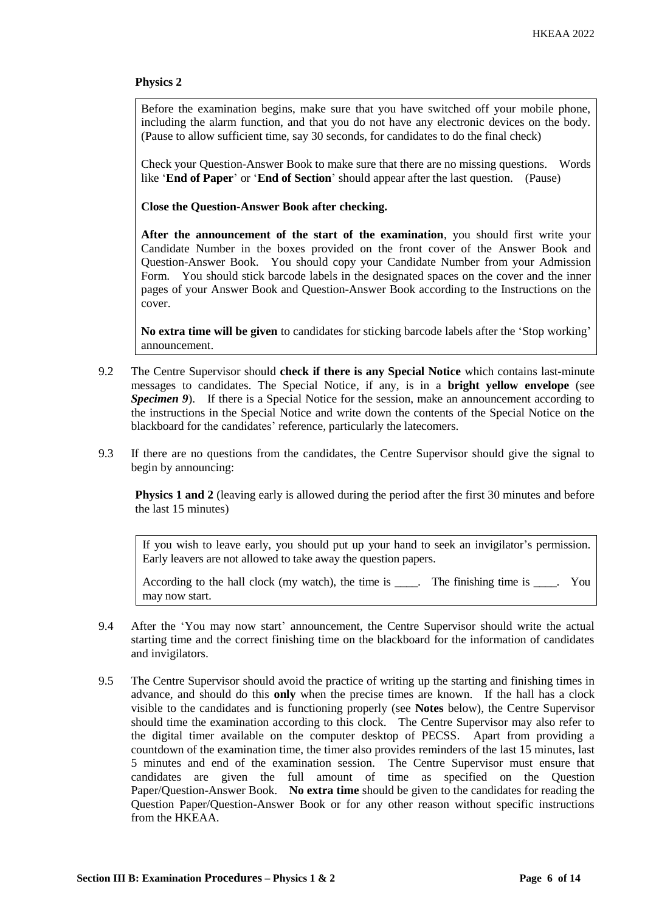**Physics 2**

> Before the examination begins, make sure that you have switched off your mobile phone, including the alarm function, and that you do not have any electronic devices on the body. (Pause to allow sufficient time, say 30 seconds, for candidates to do the final check)
>
> Check your Question-Answer Book to make sure that there are no missing questions. Words like '**End of Paper**' or '**End of Section**' should appear after the last question. (Pause)
>
> **Close the Question-Answer Book after checking.**
>
> **After the announcement of the start of the examination**, you should first write your Candidate Number in the boxes provided on the front cover of the Answer Book and Question-Answer Book. You should copy your Candidate Number from your Admission Form. You should stick barcode labels in the designated spaces on the cover and the inner pages of your Answer Book and Question-Answer Book according to the Instructions on the cover.
>
> **No extra time will be given** to candidates for sticking barcode labels after the 'Stop working' announcement.

9.2 The Centre Supervisor should **check if there is any Special Notice** which contains last-minute messages to candidates. The Special Notice, if any, is in a **bright yellow envelope** (see ***Specimen 9***). If there is a Special Notice for the session, make an announcement according to the instructions in the Special Notice and write down the contents of the Special Notice on the blackboard for the candidates' reference, particularly the latecomers.

9.3 If there are no questions from the candidates, the Centre Supervisor should give the signal to begin by announcing:

**Physics 1 and 2** (leaving early is allowed during the period after the first 30 minutes and before the last 15 minutes)

> If you wish to leave early, you should put up your hand to seek an invigilator's permission. Early leavers are not allowed to take away the question papers.
>
> According to the hall clock (my watch), the time is ____. The finishing time is ____. You may now start.

9.4 After the 'You may now start' announcement, the Centre Supervisor should write the actual starting time and the correct finishing time on the blackboard for the information of candidates and invigilators.

9.5 The Centre Supervisor should avoid the practice of writing up the starting and finishing times in advance, and should do this **only** when the precise times are known. If the hall has a clock visible to the candidates and is functioning properly (see **Notes** below), the Centre Supervisor should time the examination according to this clock. The Centre Supervisor may also refer to the digital timer available on the computer desktop of PECSS. Apart from providing a countdown of the examination time, the timer also provides reminders of the last 15 minutes, last 5 minutes and end of the examination session. The Centre Supervisor must ensure that candidates are given the full amount of time as specified on the Question Paper/Question-Answer Book. **No extra time** should be given to the candidates for reading the Question Paper/Question-Answer Book or for any other reason without specific instructions from the HKEAA.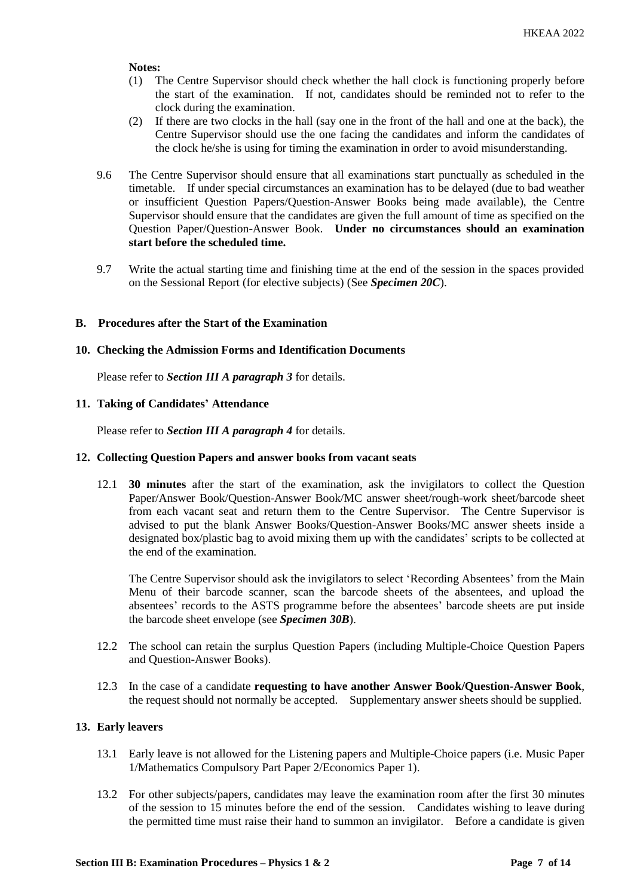**Notes:**

(1) The Centre Supervisor should check whether the hall clock is functioning properly before the start of the examination. If not, candidates should be reminded not to refer to the clock during the examination.

(2) If there are two clocks in the hall (say one in the front of the hall and one at the back), the Centre Supervisor should use the one facing the candidates and inform the candidates of the clock he/she is using for timing the examination in order to avoid misunderstanding.

9.6 The Centre Supervisor should ensure that all examinations start punctually as scheduled in the timetable. If under special circumstances an examination has to be delayed (due to bad weather or insufficient Question Papers/Question-Answer Books being made available), the Centre Supervisor should ensure that the candidates are given the full amount of time as specified on the Question Paper/Question-Answer Book. **Under no circumstances should an examination start before the scheduled time.**

9.7 Write the actual starting time and finishing time at the end of the session in the spaces provided on the Sessional Report (for elective subjects) (See ***Specimen 20C***).

## B. Procedures after the Start of the Examination

### 10. Checking the Admission Forms and Identification Documents

Please refer to ***Section III A paragraph 3*** for details.

### 11. Taking of Candidates' Attendance

Please refer to ***Section III A paragraph 4*** for details.

### 12. Collecting Question Papers and answer books from vacant seats

12.1 **30 minutes** after the start of the examination, ask the invigilators to collect the Question Paper/Answer Book/Question-Answer Book/MC answer sheet/rough-work sheet/barcode sheet from each vacant seat and return them to the Centre Supervisor. The Centre Supervisor is advised to put the blank Answer Books/Question-Answer Books/MC answer sheets inside a designated box/plastic bag to avoid mixing them up with the candidates' scripts to be collected at the end of the examination.

The Centre Supervisor should ask the invigilators to select 'Recording Absentees' from the Main Menu of their barcode scanner, scan the barcode sheets of the absentees, and upload the absentees' records to the ASTS programme before the absentees' barcode sheets are put inside the barcode sheet envelope (see ***Specimen 30B***).

12.2 The school can retain the surplus Question Papers (including Multiple-Choice Question Papers and Question-Answer Books).

12.3 In the case of a candidate **requesting to have another Answer Book/Question-Answer Book**, the request should not normally be accepted. Supplementary answer sheets should be supplied.

### 13. Early leavers

13.1 Early leave is not allowed for the Listening papers and Multiple-Choice papers (i.e. Music Paper 1/Mathematics Compulsory Part Paper 2/Economics Paper 1).

13.2 For other subjects/papers, candidates may leave the examination room after the first 30 minutes of the session to 15 minutes before the end of the session. Candidates wishing to leave during the permitted time must raise their hand to summon an invigilator. Before a candidate is given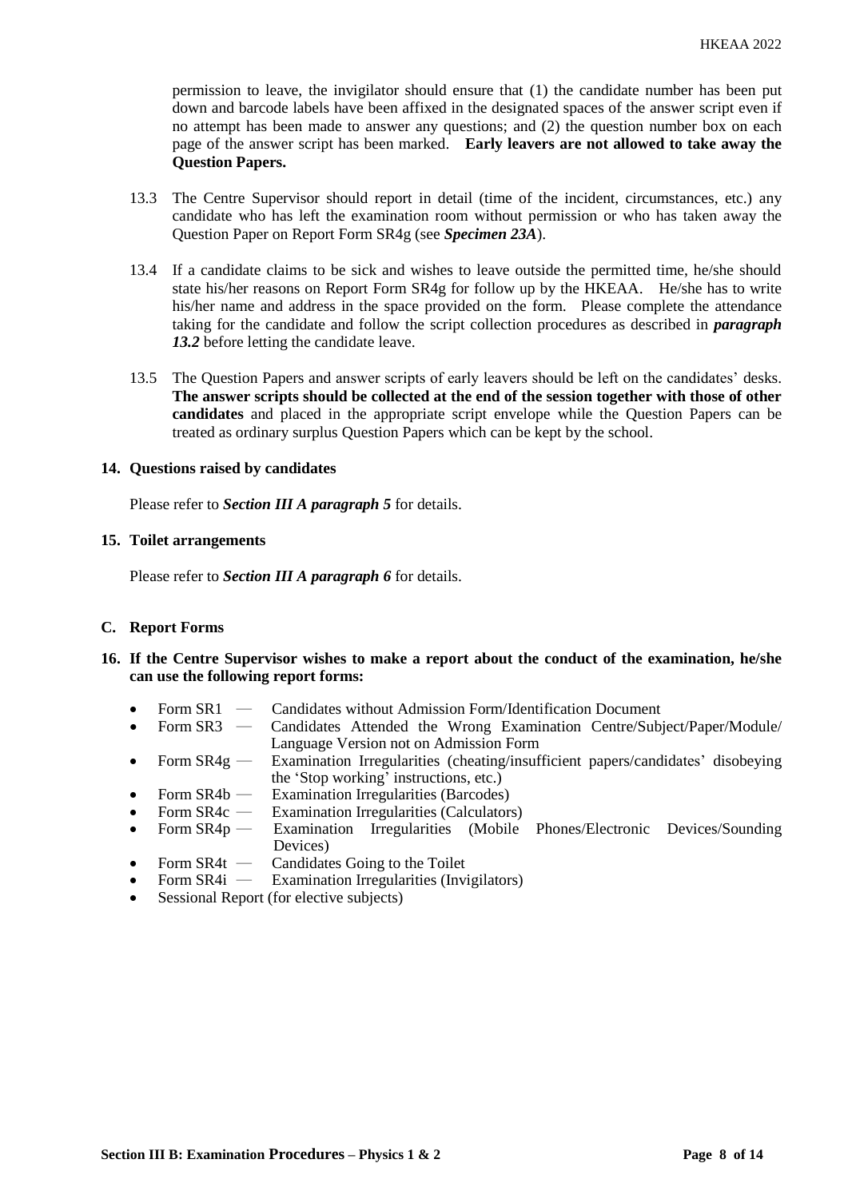permission to leave, the invigilator should ensure that (1) the candidate number has been put down and barcode labels have been affixed in the designated spaces of the answer script even if no attempt has been made to answer any questions; and (2) the question number box on each page of the answer script has been marked. **Early leavers are not allowed to take away the Question Papers.**

13.3 The Centre Supervisor should report in detail (time of the incident, circumstances, etc.) any candidate who has left the examination room without permission or who has taken away the Question Paper on Report Form SR4g (see ***Specimen 23A***).

13.4 If a candidate claims to be sick and wishes to leave outside the permitted time, he/she should state his/her reasons on Report Form SR4g for follow up by the HKEAA. He/she has to write his/her name and address in the space provided on the form. Please complete the attendance taking for the candidate and follow the script collection procedures as described in ***paragraph 13.2*** before letting the candidate leave.

13.5 The Question Papers and answer scripts of early leavers should be left on the candidates' desks. **The answer scripts should be collected at the end of the session together with those of other candidates** and placed in the appropriate script envelope while the Question Papers can be treated as ordinary surplus Question Papers which can be kept by the school.

**14. Questions raised by candidates**

Please refer to ***Section III A paragraph 5*** for details.

**15. Toilet arrangements**

Please refer to ***Section III A paragraph 6*** for details.

**C. Report Forms**

**16. If the Centre Supervisor wishes to make a report about the conduct of the examination, he/she can use the following report forms:**

- Form SR1 — Candidates without Admission Form/Identification Document
- Form SR3 — Candidates Attended the Wrong Examination Centre/Subject/Paper/Module/ Language Version not on Admission Form
- Form SR4g — Examination Irregularities (cheating/insufficient papers/candidates' disobeying the 'Stop working' instructions, etc.)
- Form SR4b — Examination Irregularities (Barcodes)
- Form SR4c — Examination Irregularities (Calculators)
- Form SR4p — Examination Irregularities (Mobile Phones/Electronic Devices/Sounding Devices)
- Form SR4t — Candidates Going to the Toilet
- Form SR4i — Examination Irregularities (Invigilators)
- Sessional Report (for elective subjects)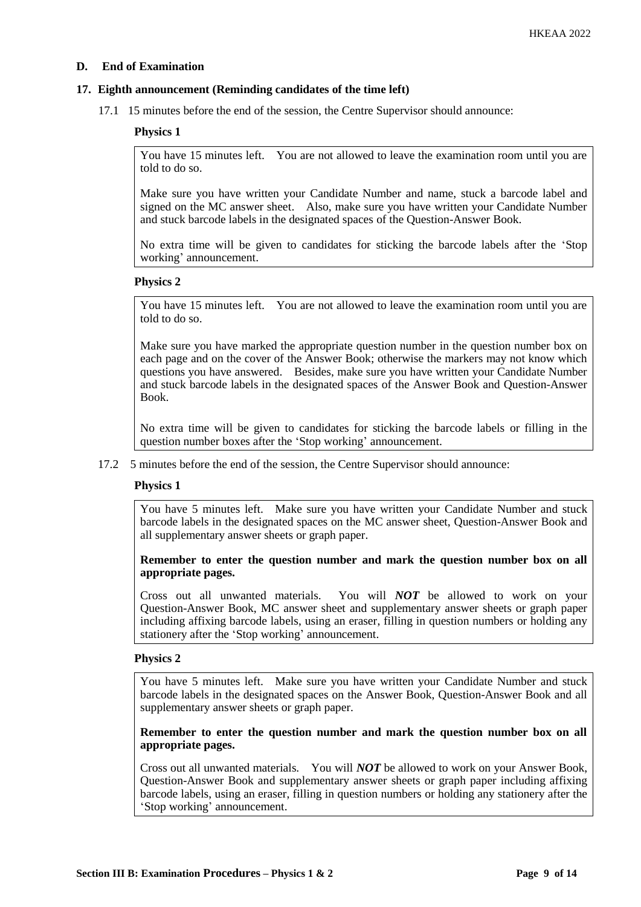## D. End of Examination

### 17. Eighth announcement (Reminding candidates of the time left)

17.1 15 minutes before the end of the session, the Centre Supervisor should announce:

**Physics 1**

> You have 15 minutes left. You are not allowed to leave the examination room until you are told to do so.
>
> Make sure you have written your Candidate Number and name, stuck a barcode label and signed on the MC answer sheet. Also, make sure you have written your Candidate Number and stuck barcode labels in the designated spaces of the Question-Answer Book.
>
> No extra time will be given to candidates for sticking the barcode labels after the 'Stop working' announcement.

**Physics 2**

> You have 15 minutes left. You are not allowed to leave the examination room until you are told to do so.
>
> Make sure you have marked the appropriate question number in the question number box on each page and on the cover of the Answer Book; otherwise the markers may not know which questions you have answered. Besides, make sure you have written your Candidate Number and stuck barcode labels in the designated spaces of the Answer Book and Question-Answer Book.
>
> No extra time will be given to candidates for sticking the barcode labels or filling in the question number boxes after the 'Stop working' announcement.

17.2 5 minutes before the end of the session, the Centre Supervisor should announce:

**Physics 1**

> You have 5 minutes left. Make sure you have written your Candidate Number and stuck barcode labels in the designated spaces on the MC answer sheet, Question-Answer Book and all supplementary answer sheets or graph paper.
>
> **Remember to enter the question number and mark the question number box on all appropriate pages.**
>
> Cross out all unwanted materials. You will ***NOT*** be allowed to work on your Question-Answer Book, MC answer sheet and supplementary answer sheets or graph paper including affixing barcode labels, using an eraser, filling in question numbers or holding any stationery after the 'Stop working' announcement.

**Physics 2**

> You have 5 minutes left. Make sure you have written your Candidate Number and stuck barcode labels in the designated spaces on the Answer Book, Question-Answer Book and all supplementary answer sheets or graph paper.
>
> **Remember to enter the question number and mark the question number box on all appropriate pages.**
>
> Cross out all unwanted materials. You will ***NOT*** be allowed to work on your Answer Book, Question-Answer Book and supplementary answer sheets or graph paper including affixing barcode labels, using an eraser, filling in question numbers or holding any stationery after the 'Stop working' announcement.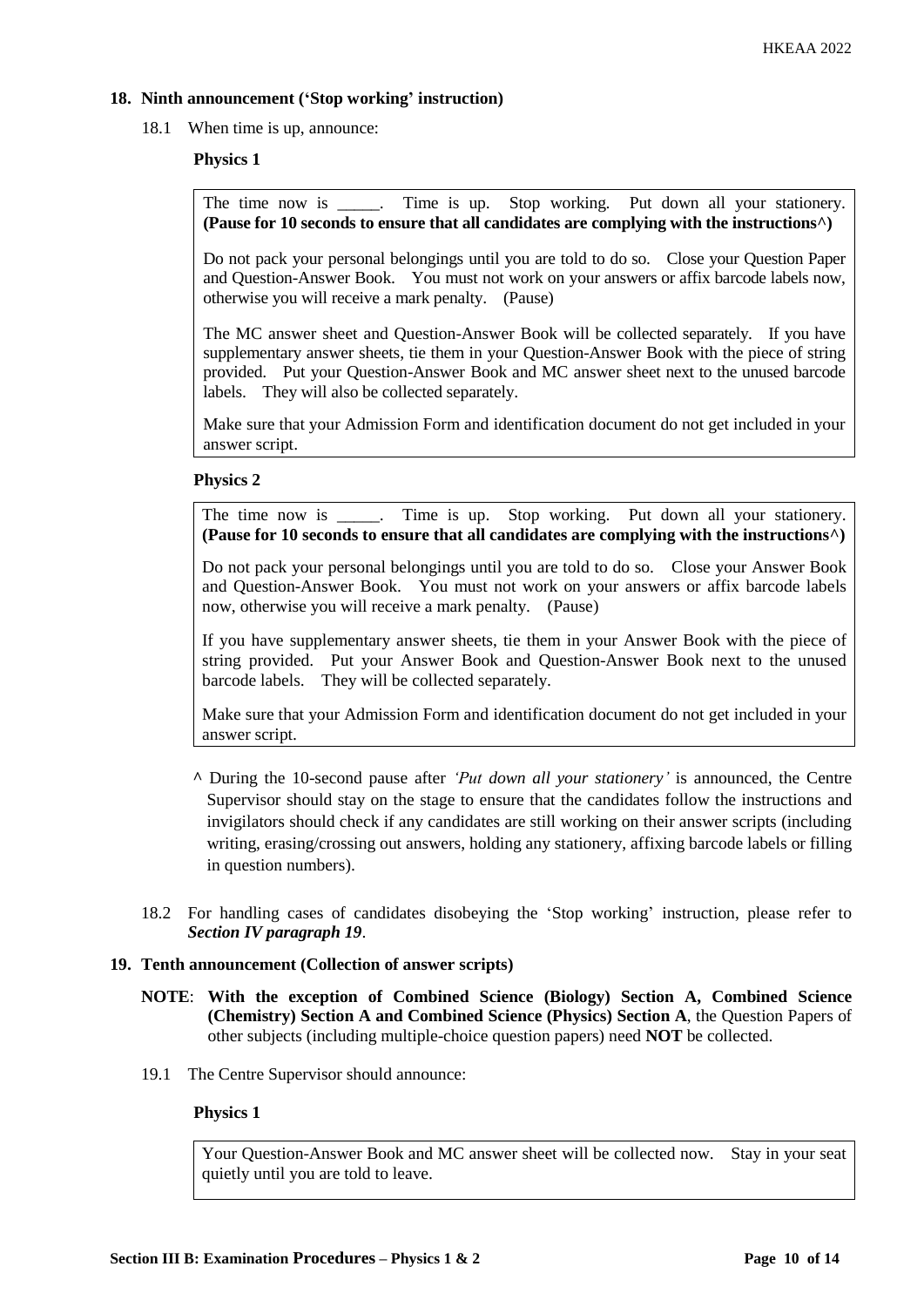**18. Ninth announcement ('Stop working' instruction)**

18.1 When time is up, announce:

**Physics 1**

> The time now is _____. Time is up. Stop working. Put down all your stationery. **(Pause for 10 seconds to ensure that all candidates are complying with the instructions^)**
>
> Do not pack your personal belongings until you are told to do so. Close your Question Paper and Question-Answer Book. You must not work on your answers or affix barcode labels now, otherwise you will receive a mark penalty. (Pause)
>
> The MC answer sheet and Question-Answer Book will be collected separately. If you have supplementary answer sheets, tie them in your Question-Answer Book with the piece of string provided. Put your Question-Answer Book and MC answer sheet next to the unused barcode labels. They will also be collected separately.
>
> Make sure that your Admission Form and identification document do not get included in your answer script.

**Physics 2**

> The time now is _____. Time is up. Stop working. Put down all your stationery. **(Pause for 10 seconds to ensure that all candidates are complying with the instructions^)**
>
> Do not pack your personal belongings until you are told to do so. Close your Answer Book and Question-Answer Book. You must not work on your answers or affix barcode labels now, otherwise you will receive a mark penalty. (Pause)
>
> If you have supplementary answer sheets, tie them in your Answer Book with the piece of string provided. Put your Answer Book and Question-Answer Book next to the unused barcode labels. They will be collected separately.
>
> Make sure that your Admission Form and identification document do not get included in your answer script.

^ During the 10-second pause after *'Put down all your stationery'* is announced, the Centre Supervisor should stay on the stage to ensure that the candidates follow the instructions and invigilators should check if any candidates are still working on their answer scripts (including writing, erasing/crossing out answers, holding any stationery, affixing barcode labels or filling in question numbers).

18.2 For handling cases of candidates disobeying the 'Stop working' instruction, please refer to ***Section IV paragraph 19***.

**19. Tenth announcement (Collection of answer scripts)**

**NOTE**: **With the exception of Combined Science (Biology) Section A, Combined Science (Chemistry) Section A and Combined Science (Physics) Section A**, the Question Papers of other subjects (including multiple-choice question papers) need **NOT** be collected.

19.1 The Centre Supervisor should announce:

**Physics 1**

> Your Question-Answer Book and MC answer sheet will be collected now. Stay in your seat quietly until you are told to leave.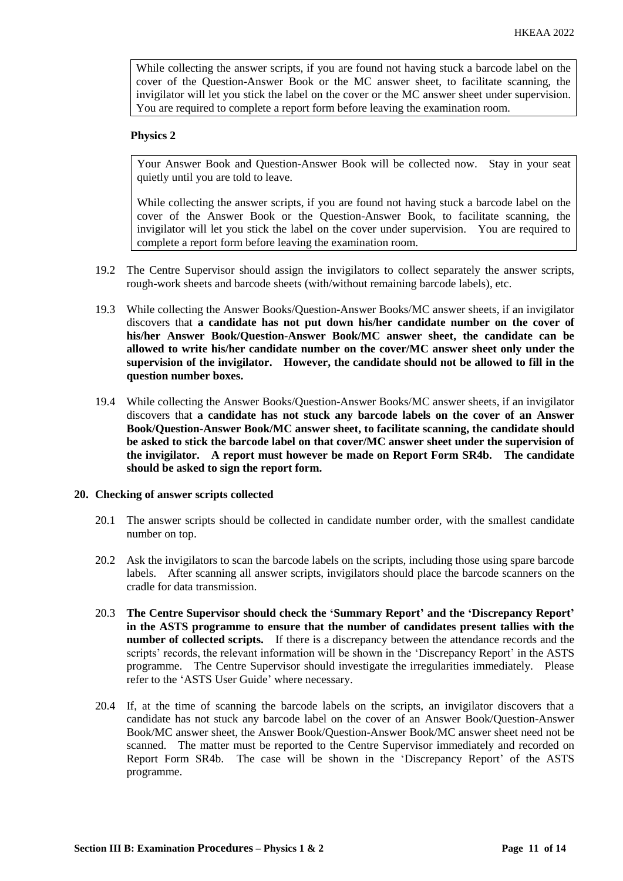> While collecting the answer scripts, if you are found not having stuck a barcode label on the cover of the Question-Answer Book or the MC answer sheet, to facilitate scanning, the invigilator will let you stick the label on the cover or the MC answer sheet under supervision. You are required to complete a report form before leaving the examination room.

**Physics 2**

> Your Answer Book and Question-Answer Book will be collected now. Stay in your seat quietly until you are told to leave.
>
> While collecting the answer scripts, if you are found not having stuck a barcode label on the cover of the Answer Book or the Question-Answer Book, to facilitate scanning, the invigilator will let you stick the label on the cover under supervision. You are required to complete a report form before leaving the examination room.

19.2 The Centre Supervisor should assign the invigilators to collect separately the answer scripts, rough-work sheets and barcode sheets (with/without remaining barcode labels), etc.

19.3 While collecting the Answer Books/Question-Answer Books/MC answer sheets, if an invigilator discovers that **a candidate has not put down his/her candidate number on the cover of his/her Answer Book/Question-Answer Book/MC answer sheet, the candidate can be allowed to write his/her candidate number on the cover/MC answer sheet only under the supervision of the invigilator. However, the candidate should not be allowed to fill in the question number boxes.**

19.4 While collecting the Answer Books/Question-Answer Books/MC answer sheets, if an invigilator discovers that **a candidate has not stuck any barcode labels on the cover of an Answer Book/Question-Answer Book/MC answer sheet, to facilitate scanning, the candidate should be asked to stick the barcode label on that cover/MC answer sheet under the supervision of the invigilator. A report must however be made on Report Form SR4b. The candidate should be asked to sign the report form.**

## 20. Checking of answer scripts collected

20.1 The answer scripts should be collected in candidate number order, with the smallest candidate number on top.

20.2 Ask the invigilators to scan the barcode labels on the scripts, including those using spare barcode labels. After scanning all answer scripts, invigilators should place the barcode scanners on the cradle for data transmission.

20.3 **The Centre Supervisor should check the 'Summary Report' and the 'Discrepancy Report' in the ASTS programme to ensure that the number of candidates present tallies with the number of collected scripts.** If there is a discrepancy between the attendance records and the scripts' records, the relevant information will be shown in the 'Discrepancy Report' in the ASTS programme. The Centre Supervisor should investigate the irregularities immediately. Please refer to the 'ASTS User Guide' where necessary.

20.4 If, at the time of scanning the barcode labels on the scripts, an invigilator discovers that a candidate has not stuck any barcode label on the cover of an Answer Book/Question-Answer Book/MC answer sheet, the Answer Book/Question-Answer Book/MC answer sheet need not be scanned. The matter must be reported to the Centre Supervisor immediately and recorded on Report Form SR4b. The case will be shown in the 'Discrepancy Report' of the ASTS programme.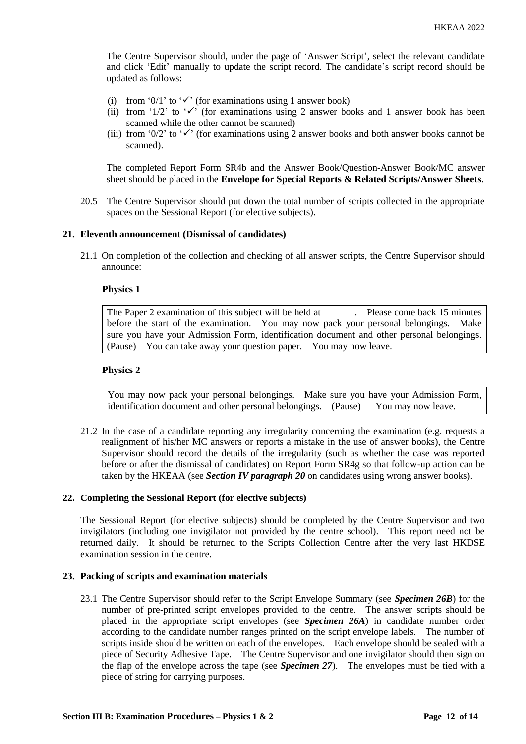The Centre Supervisor should, under the page of 'Answer Script', select the relevant candidate and click 'Edit' manually to update the script record. The candidate's script record should be updated as follows:

(i) from '0/1' to '✓' (for examinations using 1 answer book)
(ii) from '1/2' to '✓' (for examinations using 2 answer books and 1 answer book has been scanned while the other cannot be scanned)
(iii) from '0/2' to '✓' (for examinations using 2 answer books and both answer books cannot be scanned).

The completed Report Form SR4b and the Answer Book/Question-Answer Book/MC answer sheet should be placed in the **Envelope for Special Reports & Related Scripts/Answer Sheets**.

20.5 The Centre Supervisor should put down the total number of scripts collected in the appropriate spaces on the Sessional Report (for elective subjects).

## 21. Eleventh announcement (Dismissal of candidates)

21.1 On completion of the collection and checking of all answer scripts, the Centre Supervisor should announce:

**Physics 1**

> The Paper 2 examination of this subject will be held at ______. Please come back 15 minutes before the start of the examination. You may now pack your personal belongings. Make sure you have your Admission Form, identification document and other personal belongings. (Pause) You can take away your question paper. You may now leave.

**Physics 2**

> You may now pack your personal belongings. Make sure you have your Admission Form, identification document and other personal belongings. (Pause) You may now leave.

21.2 In the case of a candidate reporting any irregularity concerning the examination (e.g. requests a realignment of his/her MC answers or reports a mistake in the use of answer books), the Centre Supervisor should record the details of the irregularity (such as whether the case was reported before or after the dismissal of candidates) on Report Form SR4g so that follow-up action can be taken by the HKEAA (see ***Section IV paragraph 20*** on candidates using wrong answer books).

## 22. Completing the Sessional Report (for elective subjects)

The Sessional Report (for elective subjects) should be completed by the Centre Supervisor and two invigilators (including one invigilator not provided by the centre school). This report need not be returned daily. It should be returned to the Scripts Collection Centre after the very last HKDSE examination session in the centre.

## 23. Packing of scripts and examination materials

23.1 The Centre Supervisor should refer to the Script Envelope Summary (see ***Specimen 26B***) for the number of pre-printed script envelopes provided to the centre. The answer scripts should be placed in the appropriate script envelopes (see ***Specimen 26A***) in candidate number order according to the candidate number ranges printed on the script envelope labels. The number of scripts inside should be written on each of the envelopes. Each envelope should be sealed with a piece of Security Adhesive Tape. The Centre Supervisor and one invigilator should then sign on the flap of the envelope across the tape (see ***Specimen 27***). The envelopes must be tied with a piece of string for carrying purposes.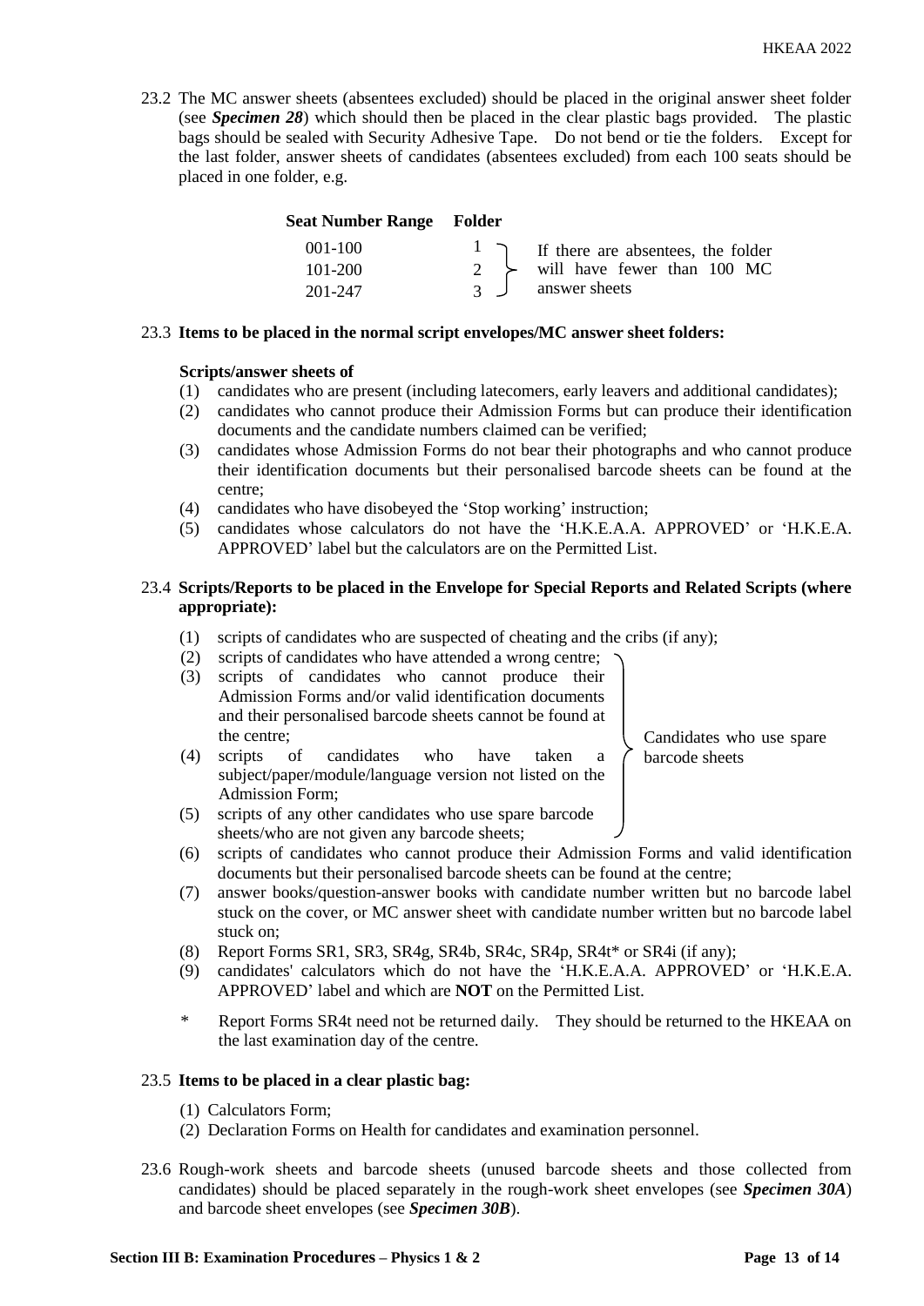23.2 The MC answer sheets (absentees excluded) should be placed in the original answer sheet folder (see ***Specimen 28***) which should then be placed in the clear plastic bags provided. The plastic bags should be sealed with Security Adhesive Tape. Do not bend or tie the folders. Except for the last folder, answer sheets of candidates (absentees excluded) from each 100 seats should be placed in one folder, e.g.

| Seat Number Range | Folder | |
|---|---|---|
| 001-100 | 1 | If there are absentees, the folder will have fewer than 100 MC answer sheets |
| 101-200 | 2 | |
| 201-247 | 3 | |

23.3 **Items to be placed in the normal script envelopes/MC answer sheet folders:**

**Scripts/answer sheets of**

(1) candidates who are present (including latecomers, early leavers and additional candidates);
(2) candidates who cannot produce their Admission Forms but can produce their identification documents and the candidate numbers claimed can be verified;
(3) candidates whose Admission Forms do not bear their photographs and who cannot produce their identification documents but their personalised barcode sheets can be found at the centre;
(4) candidates who have disobeyed the 'Stop working' instruction;
(5) candidates whose calculators do not have the 'H.K.E.A.A. APPROVED' or 'H.K.E.A. APPROVED' label but the calculators are on the Permitted List.

23.4 **Scripts/Reports to be placed in the Envelope for Special Reports and Related Scripts (where appropriate):**

(1) scripts of candidates who are suspected of cheating and the cribs (if any);
(2) scripts of candidates who have attended a wrong centre;
(3) scripts of candidates who cannot produce their Admission Forms and/or valid identification documents and their personalised barcode sheets cannot be found at the centre;
(4) scripts of candidates who have taken a subject/paper/module/language version not listed on the Admission Form;
(5) scripts of any other candidates who use spare barcode sheets/who are not given any barcode sheets;

(Items (2)–(5): Candidates who use spare barcode sheets)

(6) scripts of candidates who cannot produce their Admission Forms and valid identification documents but their personalised barcode sheets can be found at the centre;
(7) answer books/question-answer books with candidate number written but no barcode label stuck on the cover, or MC answer sheet with candidate number written but no barcode label stuck on;
(8) Report Forms SR1, SR3, SR4g, SR4b, SR4c, SR4p, SR4t* or SR4i (if any);
(9) candidates' calculators which do not have the 'H.K.E.A.A. APPROVED' or 'H.K.E.A. APPROVED' label and which are **NOT** on the Permitted List.

\* Report Forms SR4t need not be returned daily. They should be returned to the HKEAA on the last examination day of the centre.

23.5 **Items to be placed in a clear plastic bag:**

(1) Calculators Form;
(2) Declaration Forms on Health for candidates and examination personnel.

23.6 Rough-work sheets and barcode sheets (unused barcode sheets and those collected from candidates) should be placed separately in the rough-work sheet envelopes (see ***Specimen 30A***) and barcode sheet envelopes (see ***Specimen 30B***).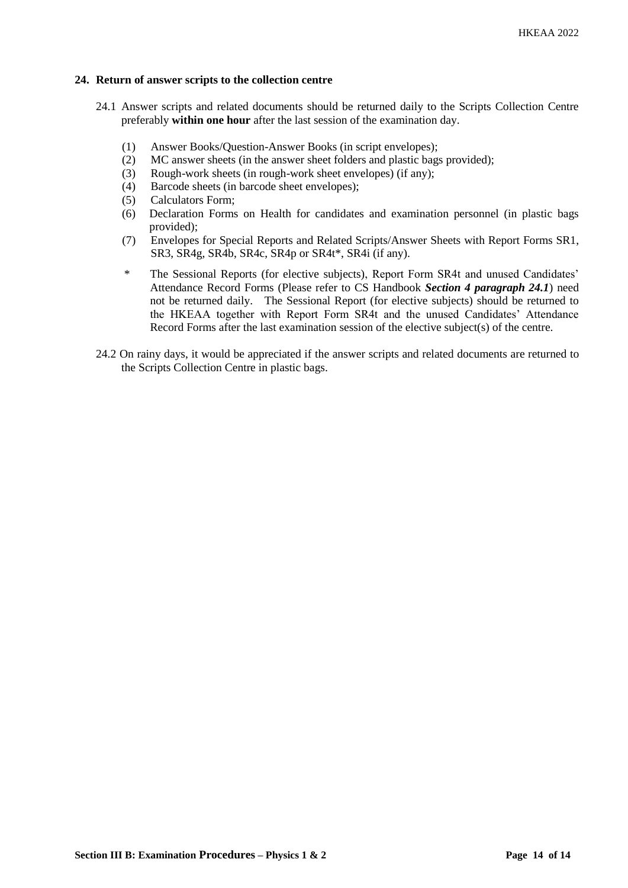## 24. Return of answer scripts to the collection centre

24.1 Answer scripts and related documents should be returned daily to the Scripts Collection Centre preferably **within one hour** after the last session of the examination day.

(1) Answer Books/Question-Answer Books (in script envelopes);
(2) MC answer sheets (in the answer sheet folders and plastic bags provided);
(3) Rough-work sheets (in rough-work sheet envelopes) (if any);
(4) Barcode sheets (in barcode sheet envelopes);
(5) Calculators Form;
(6) Declaration Forms on Health for candidates and examination personnel (in plastic bags provided);
(7) Envelopes for Special Reports and Related Scripts/Answer Sheets with Report Forms SR1, SR3, SR4g, SR4b, SR4c, SR4p or SR4t*, SR4i (if any).

\* The Sessional Reports (for elective subjects), Report Form SR4t and unused Candidates' Attendance Record Forms (Please refer to CS Handbook ***Section 4 paragraph 24.1***) need not be returned daily. The Sessional Report (for elective subjects) should be returned to the HKEAA together with Report Form SR4t and the unused Candidates' Attendance Record Forms after the last examination session of the elective subject(s) of the centre.

24.2 On rainy days, it would be appreciated if the answer scripts and related documents are returned to the Scripts Collection Centre in plastic bags.